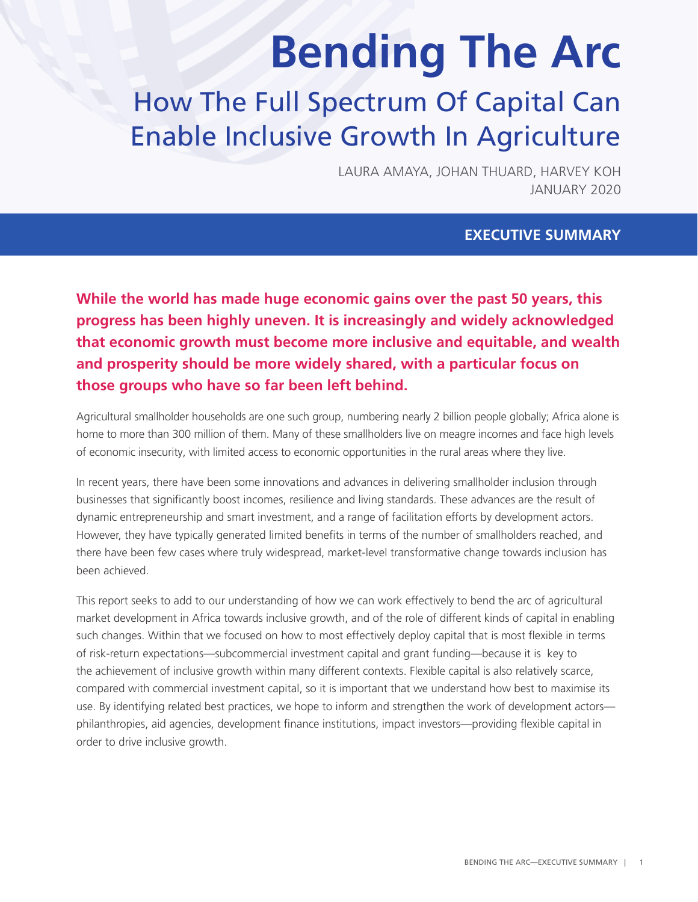# Bending The Arc

## How The Full Spectrum Of Capital Can Enable Inclusive Growth In Agriculture

LAURA AMAYA, JOHAN THUARD, HARVEY KOH
JANUARY 2020

## EXECUTIVE SUMMARY

**While the world has made huge economic gains over the past 50 years, this progress has been highly uneven. It is increasingly and widely acknowledged that economic growth must become more inclusive and equitable, and wealth and prosperity should be more widely shared, with a particular focus on those groups who have so far been left behind.**

Agricultural smallholder households are one such group, numbering nearly 2 billion people globally; Africa alone is home to more than 300 million of them. Many of these smallholders live on meagre incomes and face high levels of economic insecurity, with limited access to economic opportunities in the rural areas where they live.

In recent years, there have been some innovations and advances in delivering smallholder inclusion through businesses that significantly boost incomes, resilience and living standards. These advances are the result of dynamic entrepreneurship and smart investment, and a range of facilitation efforts by development actors. However, they have typically generated limited benefits in terms of the number of smallholders reached, and there have been few cases where truly widespread, market-level transformative change towards inclusion has been achieved.

This report seeks to add to our understanding of how we can work effectively to bend the arc of agricultural market development in Africa towards inclusive growth, and of the role of different kinds of capital in enabling such changes. Within that we focused on how to most effectively deploy capital that is most flexible in terms of risk-return expectations—subcommercial investment capital and grant funding—because it is key to the achievement of inclusive growth within many different contexts. Flexible capital is also relatively scarce, compared with commercial investment capital, so it is important that we understand how best to maximise its use. By identifying related best practices, we hope to inform and strengthen the work of development actors—philanthropies, aid agencies, development finance institutions, impact investors—providing flexible capital in order to drive inclusive growth.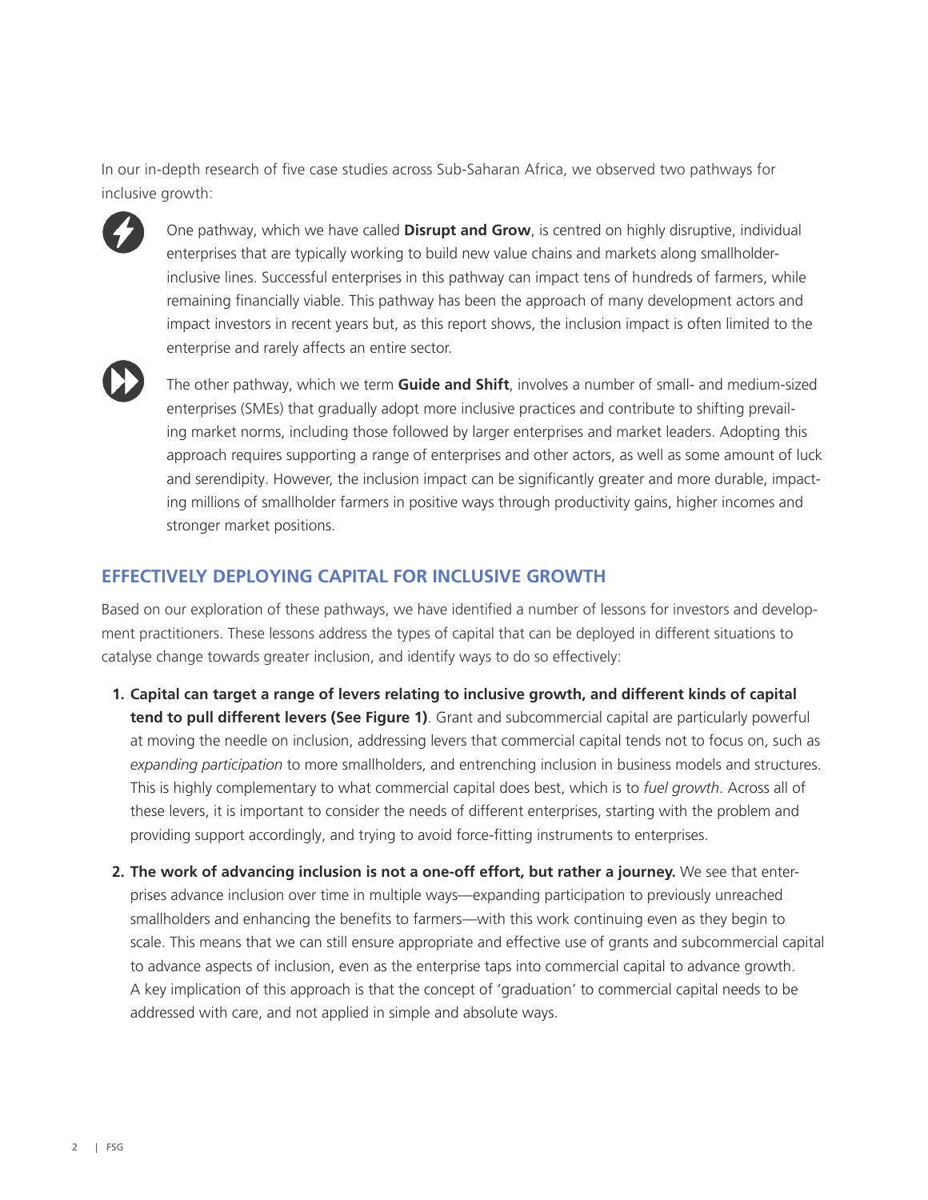In our in-depth research of five case studies across Sub-Saharan Africa, we observed two pathways for inclusive growth:

One pathway, which we have called **Disrupt and Grow**, is centred on highly disruptive, individual enterprises that are typically working to build new value chains and markets along smallholder-inclusive lines. Successful enterprises in this pathway can impact tens of hundreds of farmers, while remaining financially viable. This pathway has been the approach of many development actors and impact investors in recent years but, as this report shows, the inclusion impact is often limited to the enterprise and rarely affects an entire sector.

The other pathway, which we term **Guide and Shift**, involves a number of small- and medium-sized enterprises (SMEs) that gradually adopt more inclusive practices and contribute to shifting prevailing market norms, including those followed by larger enterprises and market leaders. Adopting this approach requires supporting a range of enterprises and other actors, as well as some amount of luck and serendipity. However, the inclusion impact can be significantly greater and more durable, impacting millions of smallholder farmers in positive ways through productivity gains, higher incomes and stronger market positions.

## EFFECTIVELY DEPLOYING CAPITAL FOR INCLUSIVE GROWTH

Based on our exploration of these pathways, we have identified a number of lessons for investors and development practitioners. These lessons address the types of capital that can be deployed in different situations to catalyse change towards greater inclusion, and identify ways to do so effectively:

1. **Capital can target a range of levers relating to inclusive growth, and different kinds of capital tend to pull different levers (See Figure 1)**. Grant and subcommercial capital are particularly powerful at moving the needle on inclusion, addressing levers that commercial capital tends not to focus on, such as *expanding participation* to more smallholders, and entrenching inclusion in business models and structures. This is highly complementary to what commercial capital does best, which is to *fuel growth*. Across all of these levers, it is important to consider the needs of different enterprises, starting with the problem and providing support accordingly, and trying to avoid force-fitting instruments to enterprises.

2. **The work of advancing inclusion is not a one-off effort, but rather a journey.** We see that enterprises advance inclusion over time in multiple ways—expanding participation to previously unreached smallholders and enhancing the benefits to farmers—with this work continuing even as they begin to scale. This means that we can still ensure appropriate and effective use of grants and subcommercial capital to advance aspects of inclusion, even as the enterprise taps into commercial capital to advance growth. A key implication of this approach is that the concept of 'graduation' to commercial capital needs to be addressed with care, and not applied in simple and absolute ways.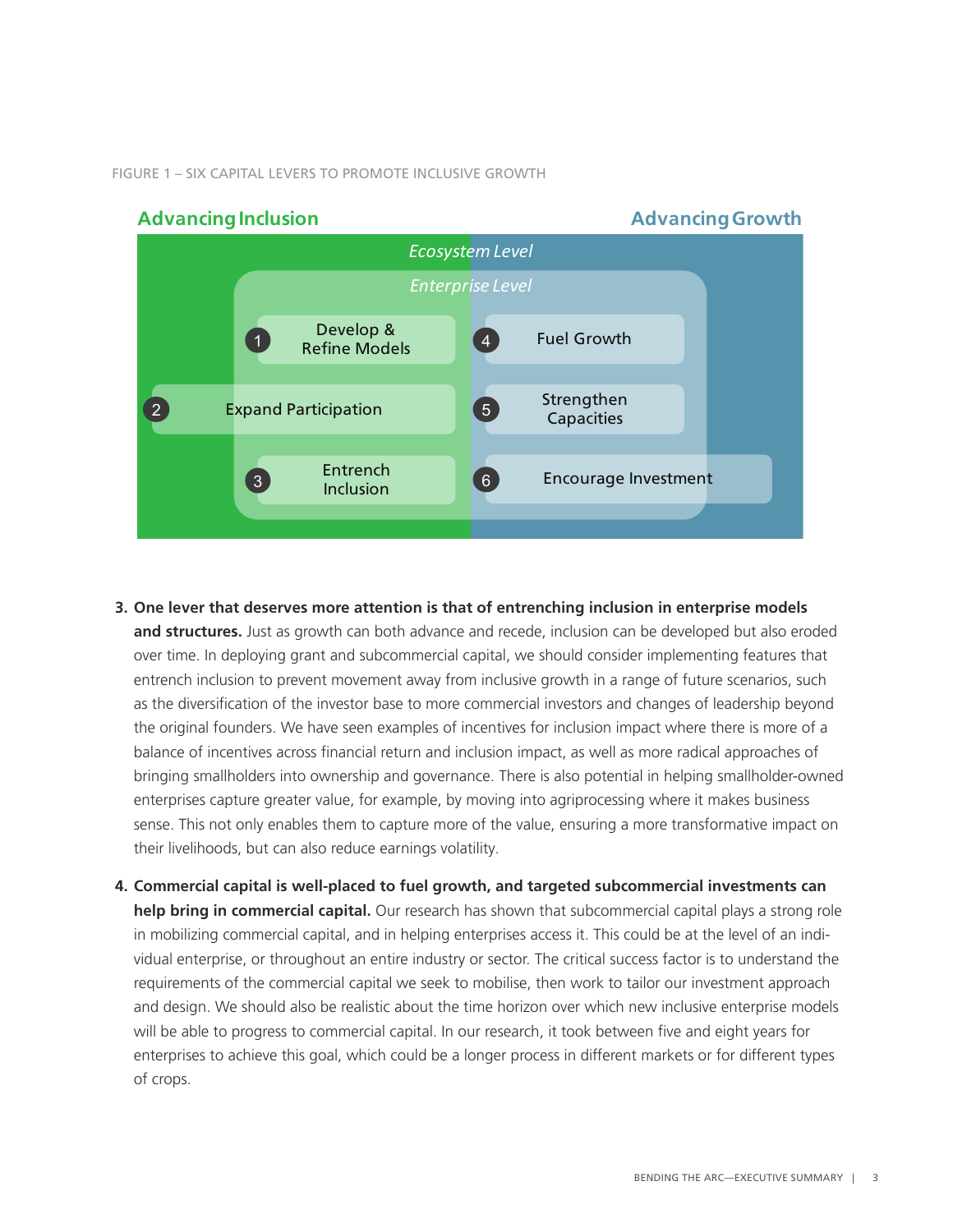FIGURE 1 – SIX CAPITAL LEVERS TO PROMOTE INCLUSIVE GROWTH

**Advancing Inclusion** | **Advancing Growth**

*Ecosystem Level*

*Enterprise Level*

1. Develop & Refine Models
2. Expand Participation
3. Entrench Inclusion
4. Fuel Growth
5. Strengthen Capacities
6. Encourage Investment

3. **One lever that deserves more attention is that of entrenching inclusion in enterprise models and structures.** Just as growth can both advance and recede, inclusion can be developed but also eroded over time. In deploying grant and subcommercial capital, we should consider implementing features that entrench inclusion to prevent movement away from inclusive growth in a range of future scenarios, such as the diversification of the investor base to more commercial investors and changes of leadership beyond the original founders. We have seen examples of incentives for inclusion impact where there is more of a balance of incentives across financial return and inclusion impact, as well as more radical approaches of bringing smallholders into ownership and governance. There is also potential in helping smallholder-owned enterprises capture greater value, for example, by moving into agriprocessing where it makes business sense. This not only enables them to capture more of the value, ensuring a more transformative impact on their livelihoods, but can also reduce earnings volatility.

4. **Commercial capital is well-placed to fuel growth, and targeted subcommercial investments can help bring in commercial capital.** Our research has shown that subcommercial capital plays a strong role in mobilizing commercial capital, and in helping enterprises access it. This could be at the level of an individual enterprise, or throughout an entire industry or sector. The critical success factor is to understand the requirements of the commercial capital we seek to mobilise, then work to tailor our investment approach and design. We should also be realistic about the time horizon over which new inclusive enterprise models will be able to progress to commercial capital. In our research, it took between five and eight years for enterprises to achieve this goal, which could be a longer process in different markets or for different types of crops.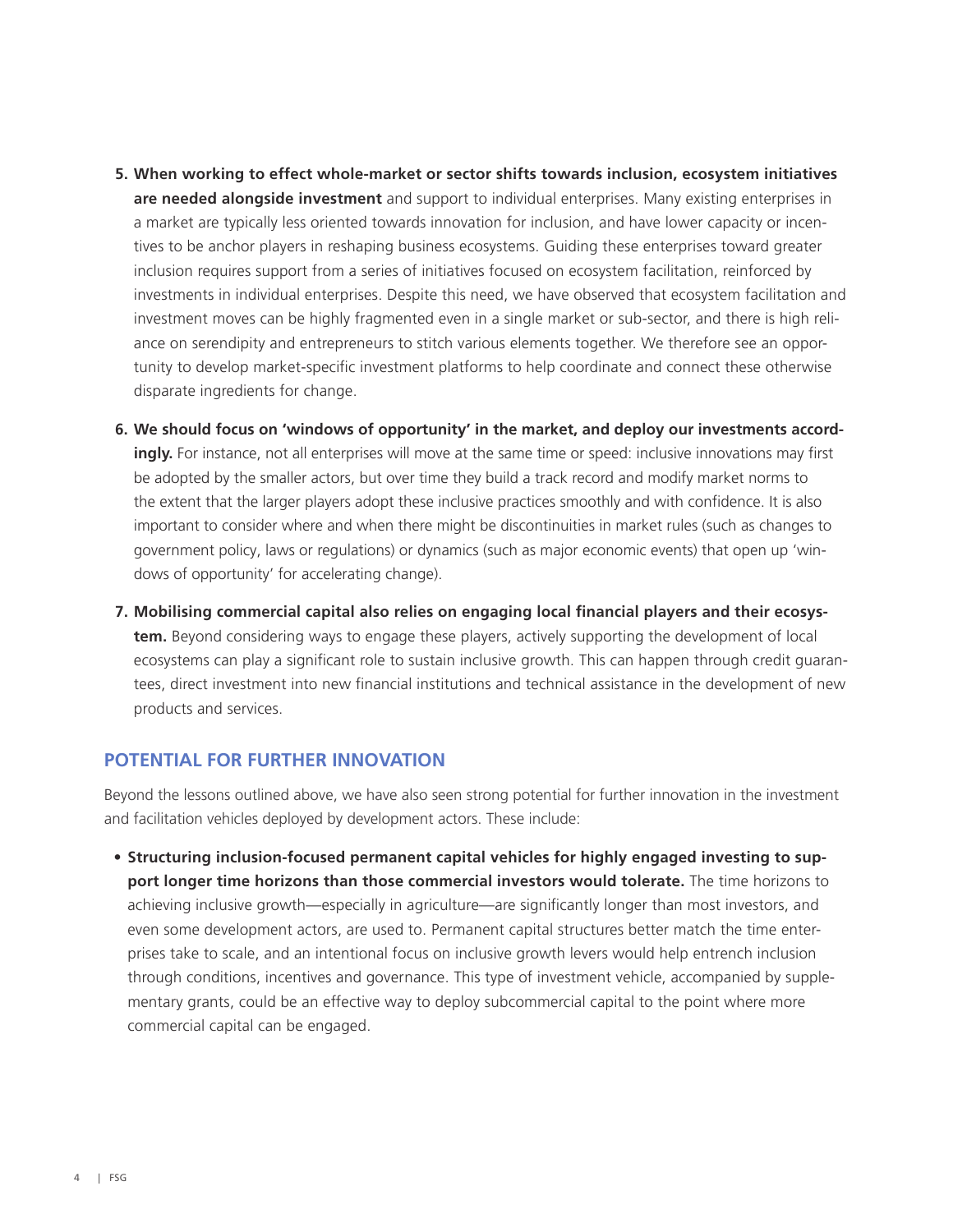5. **When working to effect whole-market or sector shifts towards inclusion, ecosystem initiatives are needed alongside investment** and support to individual enterprises. Many existing enterprises in a market are typically less oriented towards innovation for inclusion, and have lower capacity or incentives to be anchor players in reshaping business ecosystems. Guiding these enterprises toward greater inclusion requires support from a series of initiatives focused on ecosystem facilitation, reinforced by investments in individual enterprises. Despite this need, we have observed that ecosystem facilitation and investment moves can be highly fragmented even in a single market or sub-sector, and there is high reliance on serendipity and entrepreneurs to stitch various elements together. We therefore see an opportunity to develop market-specific investment platforms to help coordinate and connect these otherwise disparate ingredients for change.

6. **We should focus on 'windows of opportunity' in the market, and deploy our investments accordingly.** For instance, not all enterprises will move at the same time or speed: inclusive innovations may first be adopted by the smaller actors, but over time they build a track record and modify market norms to the extent that the larger players adopt these inclusive practices smoothly and with confidence. It is also important to consider where and when there might be discontinuities in market rules (such as changes to government policy, laws or regulations) or dynamics (such as major economic events) that open up 'windows of opportunity' for accelerating change).

7. **Mobilising commercial capital also relies on engaging local financial players and their ecosystem.** Beyond considering ways to engage these players, actively supporting the development of local ecosystems can play a significant role to sustain inclusive growth. This can happen through credit guarantees, direct investment into new financial institutions and technical assistance in the development of new products and services.

## POTENTIAL FOR FURTHER INNOVATION

Beyond the lessons outlined above, we have also seen strong potential for further innovation in the investment and facilitation vehicles deployed by development actors. These include:

- **Structuring inclusion-focused permanent capital vehicles for highly engaged investing to support longer time horizons than those commercial investors would tolerate.** The time horizons to achieving inclusive growth—especially in agriculture—are significantly longer than most investors, and even some development actors, are used to. Permanent capital structures better match the time enterprises take to scale, and an intentional focus on inclusive growth levers would help entrench inclusion through conditions, incentives and governance. This type of investment vehicle, accompanied by supplementary grants, could be an effective way to deploy subcommercial capital to the point where more commercial capital can be engaged.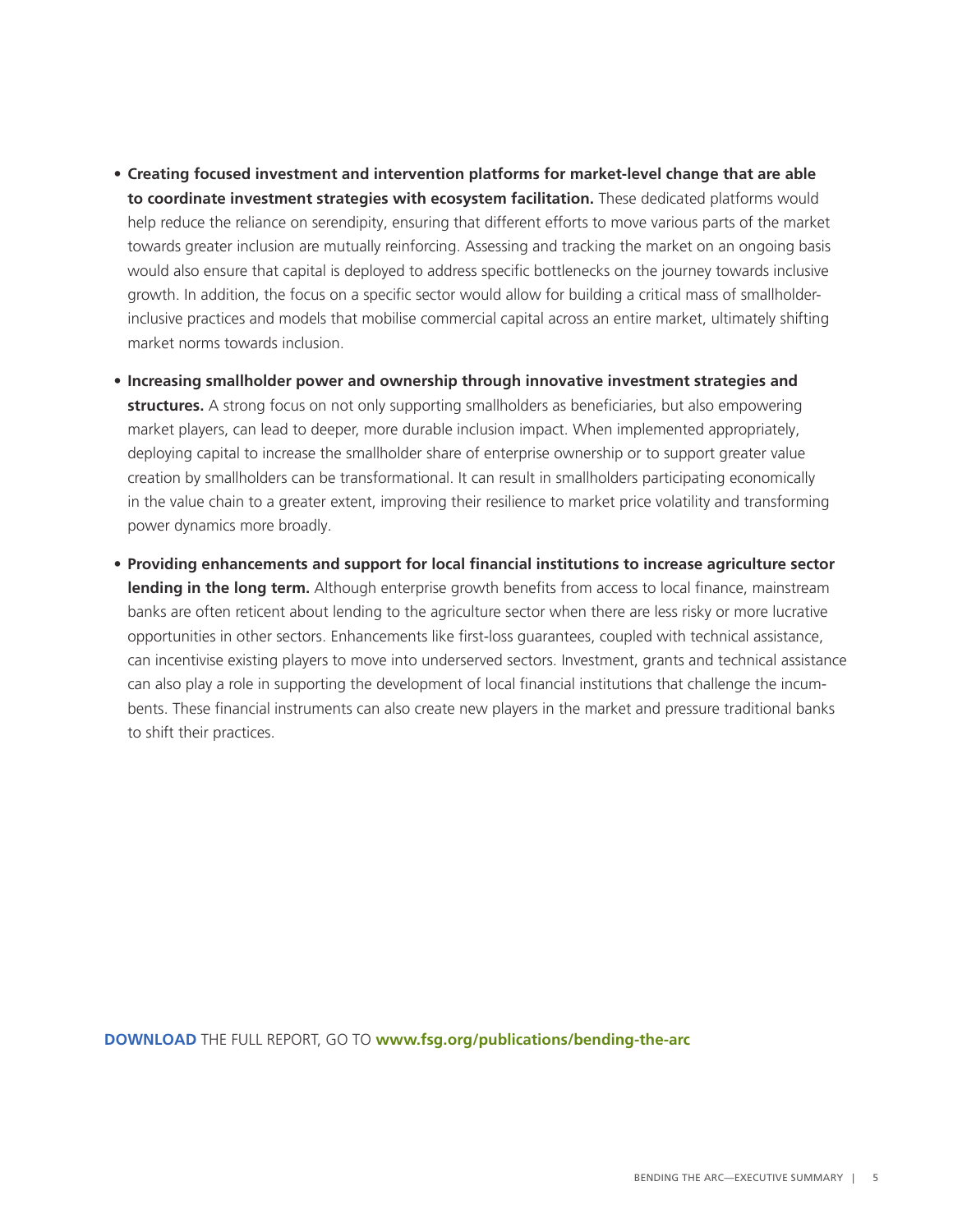- **Creating focused investment and intervention platforms for market-level change that are able to coordinate investment strategies with ecosystem facilitation.** These dedicated platforms would help reduce the reliance on serendipity, ensuring that different efforts to move various parts of the market towards greater inclusion are mutually reinforcing. Assessing and tracking the market on an ongoing basis would also ensure that capital is deployed to address specific bottlenecks on the journey towards inclusive growth. In addition, the focus on a specific sector would allow for building a critical mass of smallholder-inclusive practices and models that mobilise commercial capital across an entire market, ultimately shifting market norms towards inclusion.

- **Increasing smallholder power and ownership through innovative investment strategies and structures.** A strong focus on not only supporting smallholders as beneficiaries, but also empowering market players, can lead to deeper, more durable inclusion impact. When implemented appropriately, deploying capital to increase the smallholder share of enterprise ownership or to support greater value creation by smallholders can be transformational. It can result in smallholders participating economically in the value chain to a greater extent, improving their resilience to market price volatility and transforming power dynamics more broadly.

- **Providing enhancements and support for local financial institutions to increase agriculture sector lending in the long term.** Although enterprise growth benefits from access to local finance, mainstream banks are often reticent about lending to the agriculture sector when there are less risky or more lucrative opportunities in other sectors. Enhancements like first-loss guarantees, coupled with technical assistance, can incentivise existing players to move into underserved sectors. Investment, grants and technical assistance can also play a role in supporting the development of local financial institutions that challenge the incumbents. These financial instruments can also create new players in the market and pressure traditional banks to shift their practices.

**DOWNLOAD** THE FULL REPORT, GO TO **www.fsg.org/publications/bending-the-arc**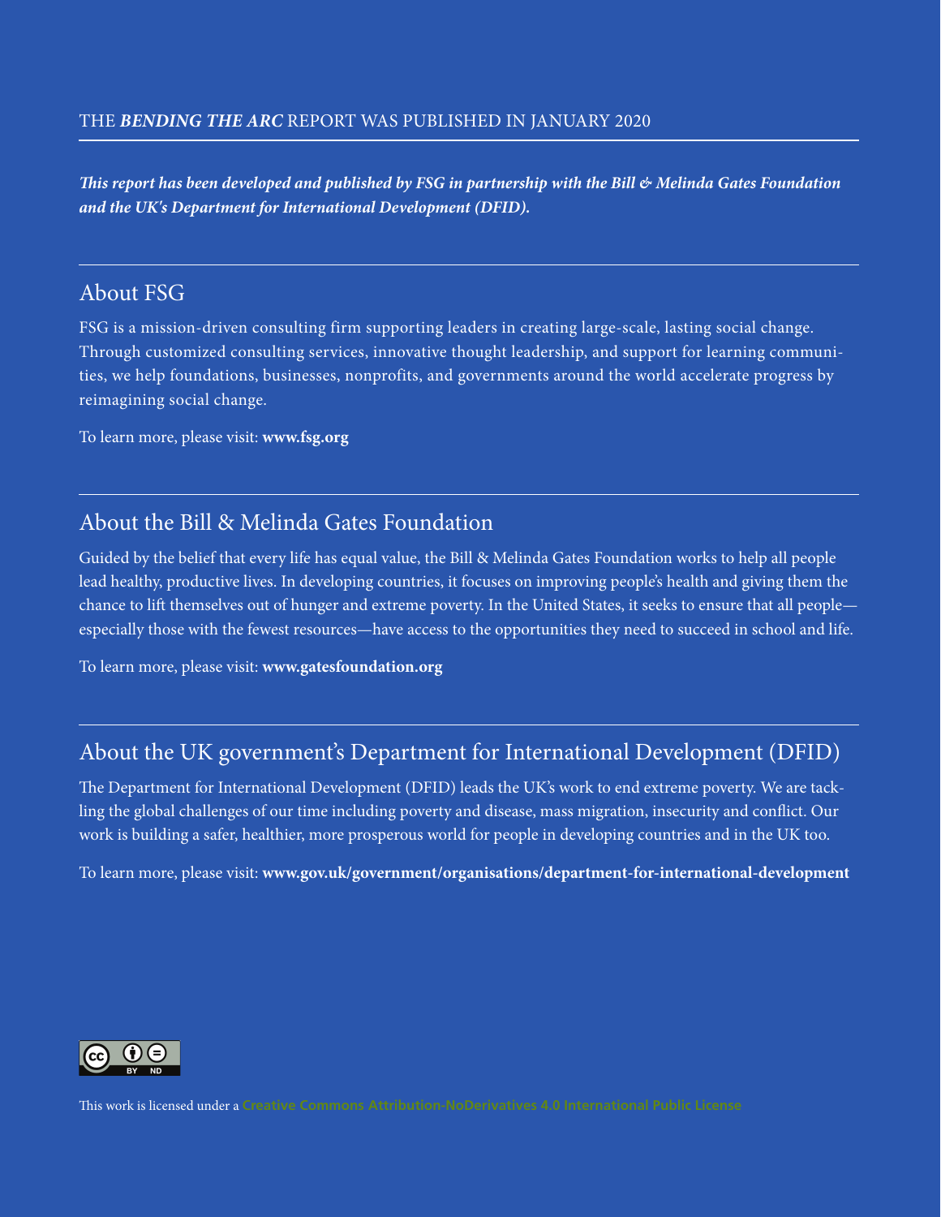THE ***BENDING THE ARC*** REPORT WAS PUBLISHED IN JANUARY 2020

***This report has been developed and published by FSG in partnership with the Bill & Melinda Gates Foundation and the UK's Department for International Development (DFID).***

## About FSG

FSG is a mission-driven consulting firm supporting leaders in creating large-scale, lasting social change. Through customized consulting services, innovative thought leadership, and support for learning communities, we help foundations, businesses, nonprofits, and governments around the world accelerate progress by reimagining social change.

To learn more, please visit: **www.fsg.org**

## About the Bill & Melinda Gates Foundation

Guided by the belief that every life has equal value, the Bill & Melinda Gates Foundation works to help all people lead healthy, productive lives. In developing countries, it focuses on improving people's health and giving them the chance to lift themselves out of hunger and extreme poverty. In the United States, it seeks to ensure that all people—especially those with the fewest resources—have access to the opportunities they need to succeed in school and life.

To learn more, please visit: **www.gatesfoundation.org**

## About the UK government's Department for International Development (DFID)

The Department for International Development (DFID) leads the UK's work to end extreme poverty. We are tackling the global challenges of our time including poverty and disease, mass migration, insecurity and conflict. Our work is building a safer, healthier, more prosperous world for people in developing countries and in the UK too.

To learn more, please visit: **www.gov.uk/government/organisations/department-for-international-development**

This work is licensed under a **Creative Commons Attribution-NoDerivatives 4.0 International Public License**